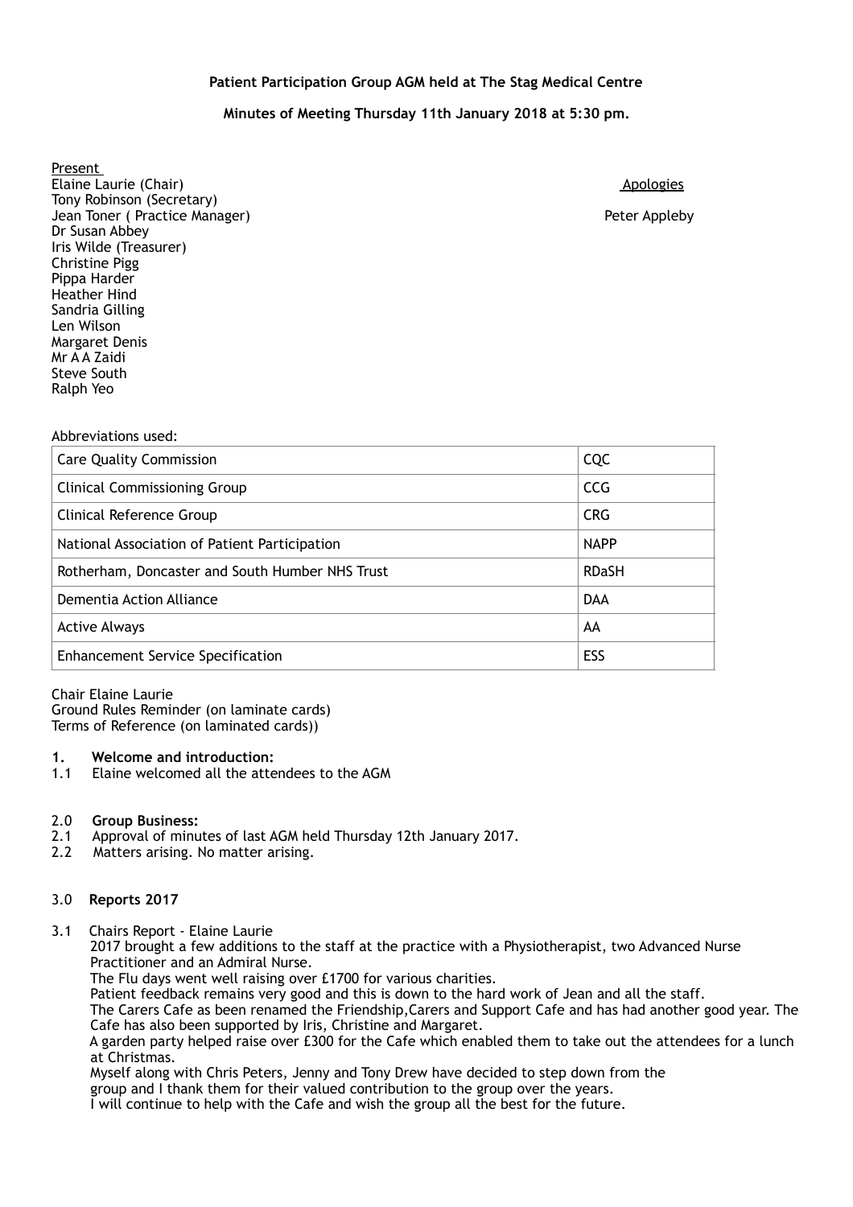**Patient Participation Group AGM held at The Stag Medical Centre**

**Minutes of Meeting Thursday 11th January 2018 at 5:30 pm.**

Present
Elaine Laurie (Chair)
Tony Robinson (Secretary)
Jean Toner ( Practice Manager)
Dr Susan Abbey
Iris Wilde (Treasurer)
Christine Pigg
Pippa Harder
Heather Hind
Sandria Gilling
Len Wilson
Margaret Denis
Mr A A Zaidi
Steve South
Ralph Yeo

Apologies
Peter Appleby

Abbreviations used:

| | |
|---|---|
| Care Quality Commission | CQC |
| Clinical Commissioning Group | CCG |
| Clinical Reference Group | CRG |
| National Association of Patient Participation | NAPP |
| Rotherham, Doncaster and South Humber NHS Trust | RDaSH |
| Dementia Action Alliance | DAA |
| Active Always | AA |
| Enhancement Service Specification | ESS |

Chair Elaine Laurie
Ground Rules Reminder (on laminate cards)
Terms of Reference (on laminated cards))

**1. Welcome and introduction:**

1.1 Elaine welcomed all the attendees to the AGM

**2.0 Group Business:**

2.1 Approval of minutes of last AGM held Thursday 12th January 2017.

2.2 Matters arising. No matter arising.

**3.0 Reports 2017**

3.1 Chairs Report - Elaine Laurie

2017 brought a few additions to the staff at the practice with a Physiotherapist, two Advanced Nurse Practitioner and an Admiral Nurse.

The Flu days went well raising over £1700 for various charities.

Patient feedback remains very good and this is down to the hard work of Jean and all the staff.

The Carers Cafe as been renamed the Friendship,Carers and Support Cafe and has had another good year. The Cafe has also been supported by Iris, Christine and Margaret.

A garden party helped raise over £300 for the Cafe which enabled them to take out the attendees for a lunch at Christmas.

Myself along with Chris Peters, Jenny and Tony Drew have decided to step down from the group and I thank them for their valued contribution to the group over the years.

I will continue to help with the Cafe and wish the group all the best for the future.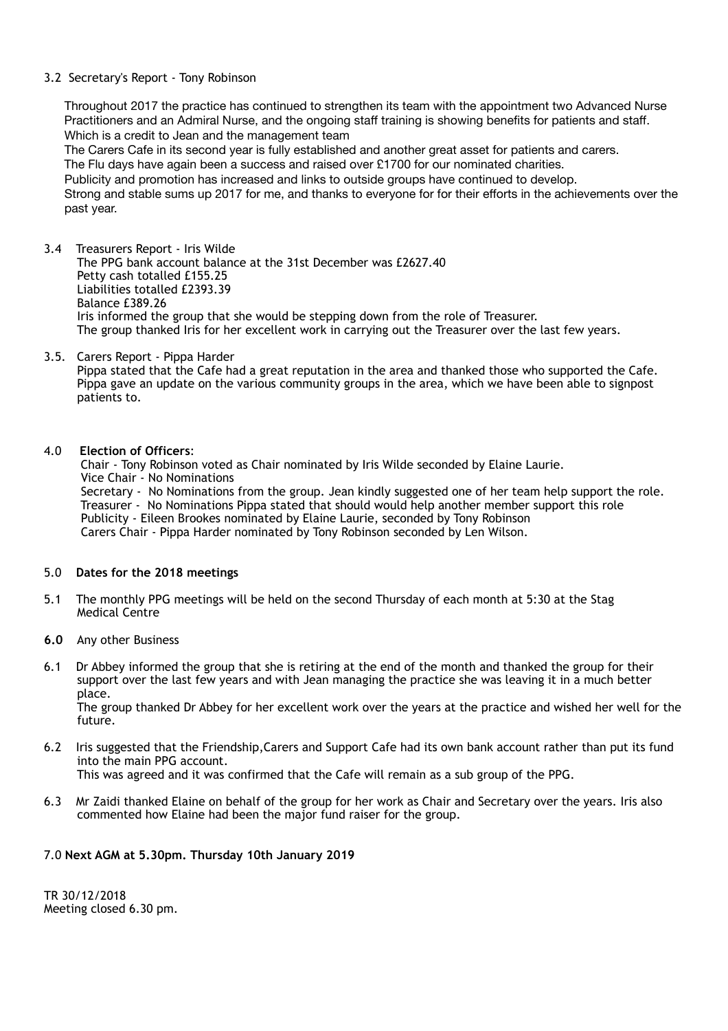3.2 Secretary's Report - Tony Robinson

Throughout 2017 the practice has continued to strengthen its team with the appointment two Advanced Nurse Practitioners and an Admiral Nurse, and the ongoing staff training is showing benefits for patients and staff. Which is a credit to Jean and the management team
The Carers Cafe in its second year is fully established and another great asset for patients and carers.
The Flu days have again been a success and raised over £1700 for our nominated charities.
Publicity and promotion has increased and links to outside groups have continued to develop.
Strong and stable sums up 2017 for me, and thanks to everyone for for their efforts in the achievements over the past year.

3.4 Treasurers Report - Iris Wilde
The PPG bank account balance at the 31st December was £2627.40
Petty cash totalled £155.25
Liabilities totalled £2393.39
Balance £389.26
Iris informed the group that she would be stepping down from the role of Treasurer.
The group thanked Iris for her excellent work in carrying out the Treasurer over the last few years.

3.5. Carers Report - Pippa Harder
Pippa stated that the Cafe had a great reputation in the area and thanked those who supported the Cafe. Pippa gave an update on the various community groups in the area, which we have been able to signpost patients to.

4.0 **Election of Officers**:
Chair - Tony Robinson voted as Chair nominated by Iris Wilde seconded by Elaine Laurie.
Vice Chair - No Nominations
Secretary - No Nominations from the group. Jean kindly suggested one of her team help support the role.
Treasurer - No Nominations Pippa stated that should would help another member support this role
Publicity - Eileen Brookes nominated by Elaine Laurie, seconded by Tony Robinson
Carers Chair - Pippa Harder nominated by Tony Robinson seconded by Len Wilson.

5.0 **Dates for the 2018 meetings**

5.1 The monthly PPG meetings will be held on the second Thursday of each month at 5:30 at the Stag Medical Centre

**6.0** Any other Business

6.1 Dr Abbey informed the group that she is retiring at the end of the month and thanked the group for their support over the last few years and with Jean managing the practice she was leaving it in a much better place.
The group thanked Dr Abbey for her excellent work over the years at the practice and wished her well for the future.

6.2 Iris suggested that the Friendship,Carers and Support Cafe had its own bank account rather than put its fund into the main PPG account.
This was agreed and it was confirmed that the Cafe will remain as a sub group of the PPG.

6.3 Mr Zaidi thanked Elaine on behalf of the group for her work as Chair and Secretary over the years. Iris also commented how Elaine had been the major fund raiser for the group.

7.0 **Next AGM at 5.30pm. Thursday 10th January 2019**

TR 30/12/2018
Meeting closed 6.30 pm.